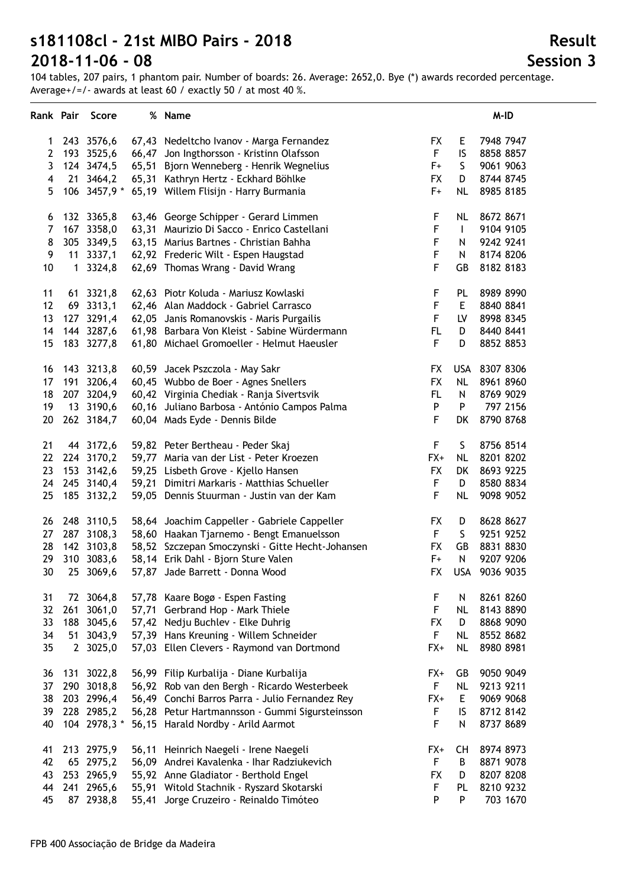# s181108cl - 21st MIBO Pairs - 2018 | Result

## 2018-11-06 - 08 | Session 3

104 tables, 207 pairs, 1 phantom pair. Number of boards: 26. Average: 2652,0. Bye (*) awards recorded percentage. Average+/=/- awards at least 60 / exactly 50 / at most 40 %.

| Rank | Pair | Score | % | Name | | | M-ID |
|---|---|---|---|---|---|---|---|
| 1 | 243 | 3576,6 | 67,43 | Nedeltcho Ivanov - Marga Fernandez | FX | E | 7948 7947 |
| 2 | 193 | 3525,6 | 66,47 | Jon Ingthorsson - Kristinn Olafsson | F | IS | 8858 8857 |
| 3 | 124 | 3474,5 | 65,51 | Bjorn Wenneberg - Henrik Wegnelius | F+ | S | 9061 9063 |
| 4 | 21 | 3464,2 | 65,31 | Kathryn Hertz - Eckhard Böhlke | FX | D | 8744 8745 |
| 5 | 106 | 3457,9 * | 65,19 | Willem Flisijn - Harry Burmania | F+ | NL | 8985 8185 |
| 6 | 132 | 3365,8 | 63,46 | George Schipper - Gerard Limmen | F | NL | 8672 8671 |
| 7 | 167 | 3358,0 | 63,31 | Maurizio Di Sacco - Enrico Castellani | F | I | 9104 9105 |
| 8 | 305 | 3349,5 | 63,15 | Marius Bartnes - Christian Bahha | F | N | 9242 9241 |
| 9 | 11 | 3337,1 | 62,92 | Frederic Wilt - Espen Haugstad | F | N | 8174 8206 |
| 10 | 1 | 3324,8 | 62,69 | Thomas Wrang - David Wrang | F | GB | 8182 8183 |
| 11 | 61 | 3321,8 | 62,63 | Piotr Koluda - Mariusz Kowlaski | F | PL | 8989 8990 |
| 12 | 69 | 3313,1 | 62,46 | Alan Maddock - Gabriel Carrasco | F | E | 8840 8841 |
| 13 | 127 | 3291,4 | 62,05 | Janis Romanovskis - Maris Purgailis | F | LV | 8998 8345 |
| 14 | 144 | 3287,6 | 61,98 | Barbara Von Kleist - Sabine Würdermann | FL | D | 8440 8441 |
| 15 | 183 | 3277,8 | 61,80 | Michael Gromoeller - Helmut Haeusler | F | D | 8852 8853 |
| 16 | 143 | 3213,8 | 60,59 | Jacek Pszczola - May Sakr | FX | USA | 8307 8306 |
| 17 | 191 | 3206,4 | 60,45 | Wubbo de Boer - Agnes Snellers | FX | NL | 8961 8960 |
| 18 | 207 | 3204,9 | 60,42 | Virginia Chediak - Ranja Sivertsvik | FL | N | 8769 9029 |
| 19 | 13 | 3190,6 | 60,16 | Juliano Barbosa - António Campos Palma | P | P | 797 2156 |
| 20 | 262 | 3184,7 | 60,04 | Mads Eyde - Dennis Bilde | F | DK | 8790 8768 |
| 21 | 44 | 3172,6 | 59,82 | Peter Bertheau - Peder Skaj | F | S | 8756 8514 |
| 22 | 224 | 3170,2 | 59,77 | Maria van der List - Peter Kroezen | FX+ | NL | 8201 8202 |
| 23 | 153 | 3142,6 | 59,25 | Lisbeth Grove - Kjello Hansen | FX | DK | 8693 9225 |
| 24 | 245 | 3140,4 | 59,21 | Dimitri Markaris - Matthias Schueller | F | D | 8580 8834 |
| 25 | 185 | 3132,2 | 59,05 | Dennis Stuurman - Justin van der Kam | F | NL | 9098 9052 |
| 26 | 248 | 3110,5 | 58,64 | Joachim Cappeller - Gabriele Cappeller | FX | D | 8628 8627 |
| 27 | 287 | 3108,3 | 58,60 | Haakan Tjarnemo - Bengt Emanuelsson | F | S | 9251 9252 |
| 28 | 142 | 3103,8 | 58,52 | Szczepan Smoczynski - Gitte Hecht-Johansen | FX | GB | 8831 8830 |
| 29 | 310 | 3083,6 | 58,14 | Erik Dahl - Bjorn Sture Valen | F+ | N | 9207 9206 |
| 30 | 25 | 3069,6 | 57,87 | Jade Barrett - Donna Wood | FX | USA | 9036 9035 |
| 31 | 72 | 3064,8 | 57,78 | Kaare Bogø - Espen Fasting | F | N | 8261 8260 |
| 32 | 261 | 3061,0 | 57,71 | Gerbrand Hop - Mark Thiele | F | NL | 8143 8890 |
| 33 | 188 | 3045,6 | 57,42 | Nedju Buchlev - Elke Duhrig | FX | D | 8868 9090 |
| 34 | 51 | 3043,9 | 57,39 | Hans Kreuning - Willem Schneider | F | NL | 8552 8682 |
| 35 | 2 | 3025,0 | 57,03 | Ellen Clevers - Raymond van Dortmond | FX+ | NL | 8980 8981 |
| 36 | 131 | 3022,8 | 56,99 | Filip Kurbalija - Diane Kurbalija | FX+ | GB | 9050 9049 |
| 37 | 290 | 3018,8 | 56,92 | Rob van den Bergh - Ricardo Westerbeek | F | NL | 9213 9211 |
| 38 | 203 | 2996,4 | 56,49 | Conchi Barros Parra - Julio Fernandez Rey | FX+ | E | 9069 9068 |
| 39 | 228 | 2985,2 | 56,28 | Petur Hartmannsson - Gummi Sigursteinsson | F | IS | 8712 8142 |
| 40 | 104 | 2978,3 * | 56,15 | Harald Nordby - Arild Aarmot | F | N | 8737 8689 |
| 41 | 213 | 2975,9 | 56,11 | Heinrich Naegeli - Irene Naegeli | FX+ | CH | 8974 8973 |
| 42 | 65 | 2975,2 | 56,09 | Andrei Kavalenka - Ihar Radziukevich | F | B | 8871 9078 |
| 43 | 253 | 2965,9 | 55,92 | Anne Gladiator - Berthold Engel | FX | D | 8207 8208 |
| 44 | 241 | 2965,6 | 55,91 | Witold Stachnik - Ryszard Skotarski | F | PL | 8210 9232 |
| 45 | 87 | 2938,8 | 55,41 | Jorge Cruzeiro - Reinaldo Timóteo | P | P | 703 1670 |

FPB 400 Associação de Bridge da Madeira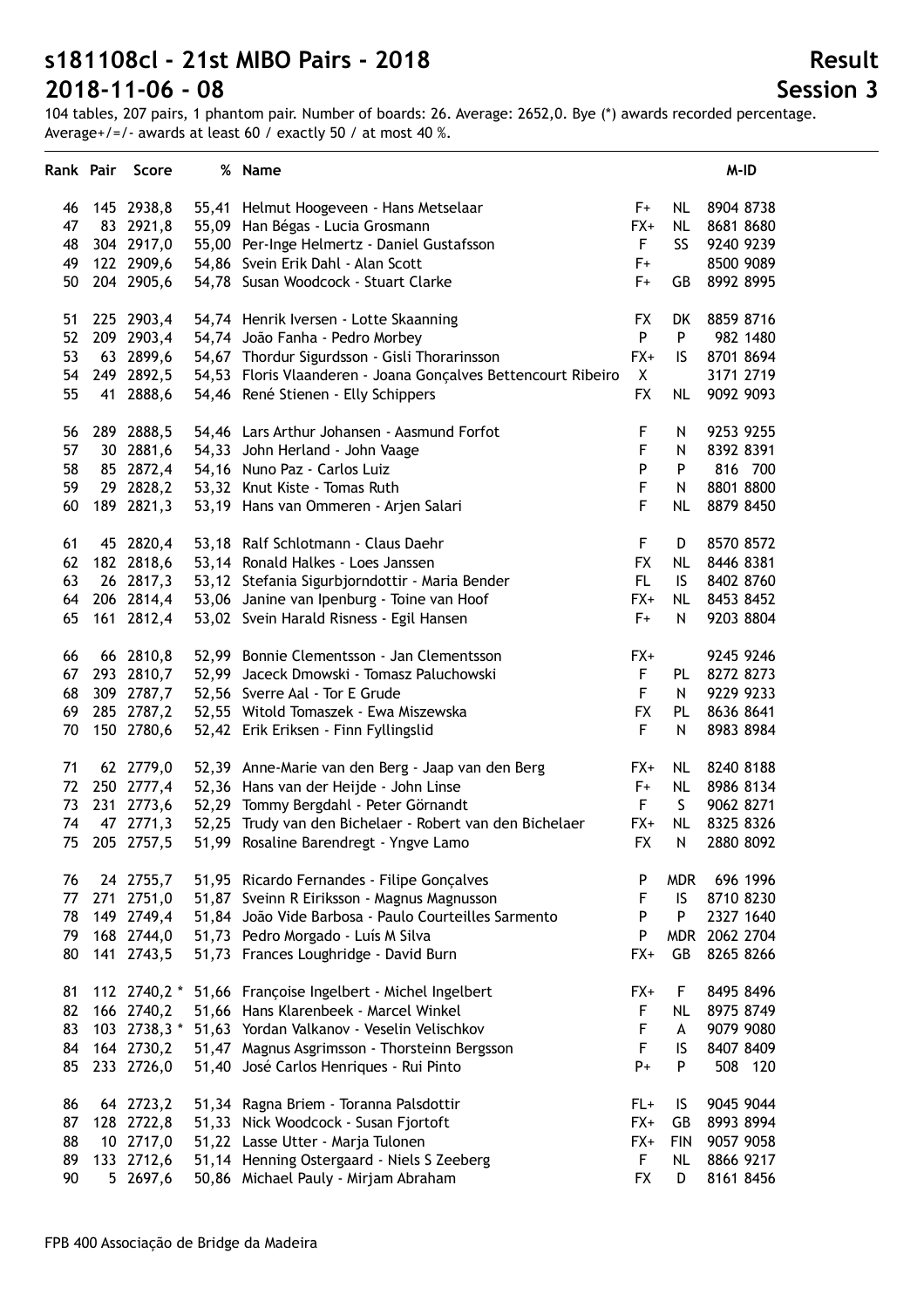# s181108cl - 21st MIBO Pairs - 2018

## 2018-11-06 - 08

**Result**

**Session 3**

104 tables, 207 pairs, 1 phantom pair. Number of boards: 26. Average: 2652,0. Bye (*) awards recorded percentage. Average+/=/- awards at least 60 / exactly 50 / at most 40 %.

| Rank | Pair | Score | % | Name | | | M-ID |
|---|---|---|---|---|---|---|---|
| 46 | 145 | 2938,8 | 55,41 | Helmut Hoogeveen - Hans Metselaar | F+ | NL | 8904 8738 |
| 47 | 83 | 2921,8 | 55,09 | Han Bégas - Lucia Grosmann | FX+ | NL | 8681 8680 |
| 48 | 304 | 2917,0 | 55,00 | Per-Inge Helmertz - Daniel Gustafsson | F | SS | 9240 9239 |
| 49 | 122 | 2909,6 | 54,86 | Svein Erik Dahl - Alan Scott | F+ | | 8500 9089 |
| 50 | 204 | 2905,6 | 54,78 | Susan Woodcock - Stuart Clarke | F+ | GB | 8992 8995 |
| 51 | 225 | 2903,4 | 54,74 | Henrik Iversen - Lotte Skaanning | FX | DK | 8859 8716 |
| 52 | 209 | 2903,4 | 54,74 | João Fanha - Pedro Morbey | P | P | 982 1480 |
| 53 | 63 | 2899,6 | 54,67 | Thordur Sigurdsson - Gisli Thorarinsson | FX+ | IS | 8701 8694 |
| 54 | 249 | 2892,5 | 54,53 | Floris Vlaanderen - Joana Gonçalves Bettencourt Ribeiro | X | | 3171 2719 |
| 55 | 41 | 2888,6 | 54,46 | René Stienen - Elly Schippers | FX | NL | 9092 9093 |
| 56 | 289 | 2888,5 | 54,46 | Lars Arthur Johansen - Aasmund Forfot | F | N | 9253 9255 |
| 57 | 30 | 2881,6 | 54,33 | John Herland - John Vaage | F | N | 8392 8391 |
| 58 | 85 | 2872,4 | 54,16 | Nuno Paz - Carlos Luiz | P | P | 816 700 |
| 59 | 29 | 2828,2 | 53,32 | Knut Kiste - Tomas Ruth | F | N | 8801 8800 |
| 60 | 189 | 2821,3 | 53,19 | Hans van Ommeren - Arjen Salari | F | NL | 8879 8450 |
| 61 | 45 | 2820,4 | 53,18 | Ralf Schlotmann - Claus Daehr | F | D | 8570 8572 |
| 62 | 182 | 2818,6 | 53,14 | Ronald Halkes - Loes Janssen | FX | NL | 8446 8381 |
| 63 | 26 | 2817,3 | 53,12 | Stefania Sigurbjorndottir - Maria Bender | FL | IS | 8402 8760 |
| 64 | 206 | 2814,4 | 53,06 | Janine van Ipenburg - Toine van Hoof | FX+ | NL | 8453 8452 |
| 65 | 161 | 2812,4 | 53,02 | Svein Harald Rissness - Egil Hansen | F+ | N | 9203 8804 |
| 66 | 66 | 2810,8 | 52,99 | Bonnie Clementsson - Jan Clementsson | FX+ | | 9245 9246 |
| 67 | 293 | 2810,7 | 52,99 | Jaceck Dmowski - Tomasz Paluchowski | F | PL | 8272 8273 |
| 68 | 309 | 2787,7 | 52,56 | Sverre Aal - Tor E Grude | F | N | 9229 9233 |
| 69 | 285 | 2787,2 | 52,55 | Witold Tomaszek - Ewa Miszewska | FX | PL | 8636 8641 |
| 70 | 150 | 2780,6 | 52,42 | Erik Eriksen - Finn Fyllingslid | F | N | 8983 8984 |
| 71 | 62 | 2779,0 | 52,39 | Anne-Marie van den Berg - Jaap van den Berg | FX+ | NL | 8240 8188 |
| 72 | 250 | 2777,4 | 52,36 | Hans van der Heijde - John Linse | F+ | NL | 8986 8134 |
| 73 | 231 | 2773,6 | 52,29 | Tommy Bergdahl - Peter Görnandt | F | S | 9062 8271 |
| 74 | 47 | 2771,3 | 52,25 | Trudy van den Bichelaer - Robert van den Bichelaer | FX+ | NL | 8325 8326 |
| 75 | 205 | 2757,5 | 51,99 | Rosaline Barendregt - Yngve Lamo | FX | N | 2880 8092 |
| 76 | 24 | 2755,7 | 51,95 | Ricardo Fernandes - Filipe Gonçalves | P | MDR | 696 1996 |
| 77 | 271 | 2751,0 | 51,87 | Sveinn R Eiriksson - Magnus Magnusson | F | IS | 8710 8230 |
| 78 | 149 | 2749,4 | 51,84 | João Vide Barbosa - Paulo Courteilles Sarmento | P | P | 2327 1640 |
| 79 | 168 | 2744,0 | 51,73 | Pedro Morgado - Luís M Silva | P | MDR | 2062 2704 |
| 80 | 141 | 2743,5 | 51,73 | Frances Loughridge - David Burn | FX+ | GB | 8265 8266 |
| 81 | 112 | 2740,2 * | 51,66 | Françoise Ingelbert - Michel Ingelbert | FX+ | F | 8495 8496 |
| 82 | 166 | 2740,2 | 51,66 | Hans Klarenbeek - Marcel Winkel | F | NL | 8975 8749 |
| 83 | 103 | 2738,3 * | 51,63 | Yordan Valkanov - Veselin Velischkov | F | A | 9079 9080 |
| 84 | 164 | 2730,2 | 51,47 | Magnus Asgrimsson - Thorsteinn Bergsson | F | IS | 8407 8409 |
| 85 | 233 | 2726,0 | 51,40 | José Carlos Henriques - Rui Pinto | P+ | P | 508 120 |
| 86 | 64 | 2723,2 | 51,34 | Ragna Briem - Toranna Palsdottir | FL+ | IS | 9045 9044 |
| 87 | 128 | 2722,8 | 51,33 | Nick Woodcock - Susan Fjortoft | FX+ | GB | 8993 8994 |
| 88 | 10 | 2717,0 | 51,22 | Lasse Utter - Marja Tulonen | FX+ | FIN | 9057 9058 |
| 89 | 133 | 2712,6 | 51,14 | Henning Ostergaard - Niels S Zeeberg | F | NL | 8866 9217 |
| 90 | 5 | 2697,6 | 50,86 | Michael Pauly - Mirjam Abraham | FX | D | 8161 8456 |

FPB 400 Associação de Bridge da Madeira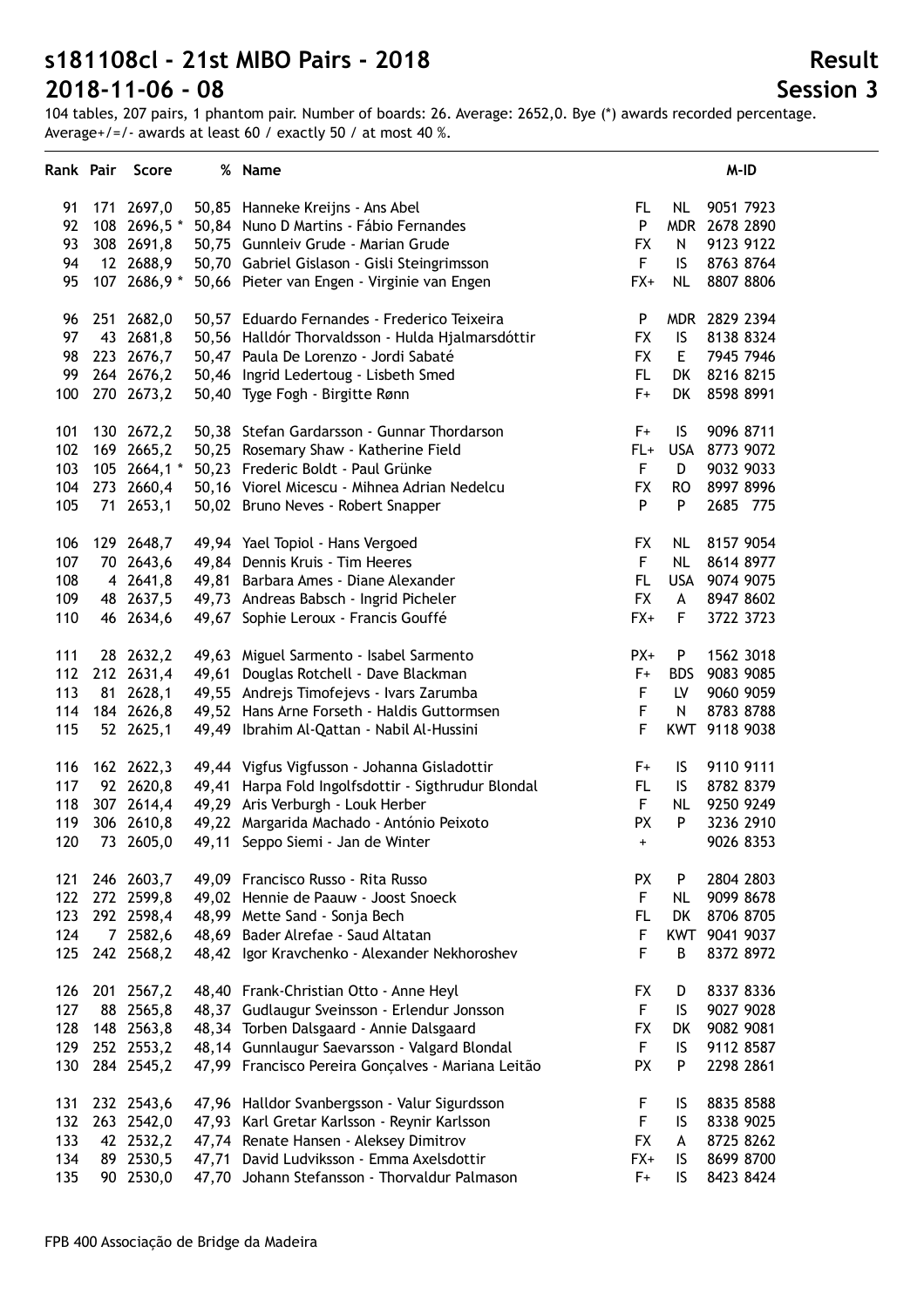# s181108cl - 21st MIBO Pairs - 2018

## 2018-11-06 - 08

**Result**

**Session 3**

104 tables, 207 pairs, 1 phantom pair. Number of boards: 26. Average: 2652,0. Bye (*) awards recorded percentage. Average+/=/- awards at least 60 / exactly 50 / at most 40 %.

| Rank | Pair | Score | % | Name | | | M-ID |
|---|---|---|---|---|---|---|---|
| 91 | 171 | 2697,0 | 50,85 | Hanneke Kreijns - Ans Abel | FL | NL | 9051 7923 |
| 92 | 108 | 2696,5 * | 50,84 | Nuno D Martins - Fábio Fernandes | P | MDR | 2678 2890 |
| 93 | 308 | 2691,8 | 50,75 | Gunnleiv Grude - Marian Grude | FX | N | 9123 9122 |
| 94 | 12 | 2688,9 | 50,70 | Gabriel Gislason - Gisli Steingrimsson | F | IS | 8763 8764 |
| 95 | 107 | 2686,9 * | 50,66 | Pieter van Engen - Virginie van Engen | FX+ | NL | 8807 8806 |
| 96 | 251 | 2682,0 | 50,57 | Eduardo Fernandes - Frederico Teixeira | P | MDR | 2829 2394 |
| 97 | 43 | 2681,8 | 50,56 | Halldór Thorvaldsson - Hulda Hjalmarsdóttir | FX | IS | 8138 8324 |
| 98 | 223 | 2676,7 | 50,47 | Paula De Lorenzo - Jordi Sabaté | FX | E | 7945 7946 |
| 99 | 264 | 2676,2 | 50,46 | Ingrid Ledertoug - Lisbeth Smed | FL | DK | 8216 8215 |
| 100 | 270 | 2673,2 | 50,40 | Tyge Fogh - Birgitte Rønn | F+ | DK | 8598 8991 |
| 101 | 130 | 2672,2 | 50,38 | Stefan Gardarsson - Gunnar Thordarson | F+ | IS | 9096 8711 |
| 102 | 169 | 2665,2 | 50,25 | Rosemary Shaw - Katherine Field | FL+ | USA | 8773 9072 |
| 103 | 105 | 2664,1 * | 50,23 | Frederic Boldt - Paul Grünke | F | D | 9032 9033 |
| 104 | 273 | 2660,4 | 50,16 | Viorel Micescu - Mihnea Adrian Nedelcu | FX | RO | 8997 8996 |
| 105 | 71 | 2653,1 | 50,02 | Bruno Neves - Robert Snapper | P | P | 2685 775 |
| 106 | 129 | 2648,7 | 49,94 | Yael Topiol - Hans Vergoed | FX | NL | 8157 9054 |
| 107 | 70 | 2643,6 | 49,84 | Dennis Kruis - Tim Heeres | F | NL | 8614 8977 |
| 108 | 4 | 2641,8 | 49,81 | Barbara Ames - Diane Alexander | FL | USA | 9074 9075 |
| 109 | 48 | 2637,5 | 49,73 | Andreas Babsch - Ingrid Picheler | FX | A | 8947 8602 |
| 110 | 46 | 2634,6 | 49,67 | Sophie Leroux - Francis Gouffé | FX+ | F | 3722 3723 |
| 111 | 28 | 2632,2 | 49,63 | Miguel Sarmento - Isabel Sarmento | PX+ | P | 1562 3018 |
| 112 | 212 | 2631,4 | 49,61 | Douglas Rotchell - Dave Blackman | F+ | BDS | 9083 9085 |
| 113 | 81 | 2628,1 | 49,55 | Andrejs Timofejevs - Ivars Zarumba | F | LV | 9060 9059 |
| 114 | 184 | 2626,8 | 49,52 | Hans Arne Forseth - Haldis Guttormsen | F | N | 8783 8788 |
| 115 | 52 | 2625,1 | 49,49 | Ibrahim Al-Qattan - Nabil Al-Hussini | F | KWT | 9118 9038 |
| 116 | 162 | 2622,3 | 49,44 | Vigfus Vigfusson - Johanna Gisladottir | F+ | IS | 9110 9111 |
| 117 | 92 | 2620,8 | 49,41 | Harpa Fold Ingolfsdottir - Sigthrudur Blondal | FL | IS | 8782 8379 |
| 118 | 307 | 2614,4 | 49,29 | Aris Verburgh - Louk Herber | F | NL | 9250 9249 |
| 119 | 306 | 2610,8 | 49,22 | Margarida Machado - António Peixoto | PX | P | 3236 2910 |
| 120 | 73 | 2605,0 | 49,11 | Seppo Siemi - Jan de Winter | + | | 9026 8353 |
| 121 | 246 | 2603,7 | 49,09 | Francisco Russo - Rita Russo | PX | P | 2804 2803 |
| 122 | 272 | 2599,8 | 49,02 | Hennie de Paauw - Joost Snoeck | F | NL | 9099 8678 |
| 123 | 292 | 2598,4 | 48,99 | Mette Sand - Sonja Bech | FL | DK | 8706 8705 |
| 124 | 7 | 2582,6 | 48,69 | Bader Alrefae - Saud Altatan | F | KWT | 9041 9037 |
| 125 | 242 | 2568,2 | 48,42 | Igor Kravchenko - Alexander Nekhoroshev | F | B | 8372 8972 |
| 126 | 201 | 2567,2 | 48,40 | Frank-Christian Otto - Anne Heyl | FX | D | 8337 8336 |
| 127 | 88 | 2565,8 | 48,37 | Gudlaugur Sveinsson - Erlendur Jonsson | F | IS | 9027 9028 |
| 128 | 148 | 2563,8 | 48,34 | Torben Dalsgaard - Annie Dalsgaard | FX | DK | 9082 9081 |
| 129 | 252 | 2553,2 | 48,14 | Gunnlaugur Saevarsson - Valgard Blondal | F | IS | 9112 8587 |
| 130 | 284 | 2545,2 | 47,99 | Francisco Pereira Gonçalves - Mariana Leitão | PX | P | 2298 2861 |
| 131 | 232 | 2543,6 | 47,96 | Halldor Svanbergsson - Valur Sigurdsson | F | IS | 8835 8588 |
| 132 | 263 | 2542,0 | 47,93 | Karl Gretar Karlsson - Reynir Karlsson | F | IS | 8338 9025 |
| 133 | 42 | 2532,2 | 47,74 | Renate Hansen - Aleksey Dimitrov | FX | A | 8725 8262 |
| 134 | 89 | 2530,5 | 47,71 | David Ludviksson - Emma Axelsdottir | FX+ | IS | 8699 8700 |
| 135 | 90 | 2530,0 | 47,70 | Johann Stefansson - Thorvaldur Palmason | F+ | IS | 8423 8424 |

FPB 400 Associação de Bridge da Madeira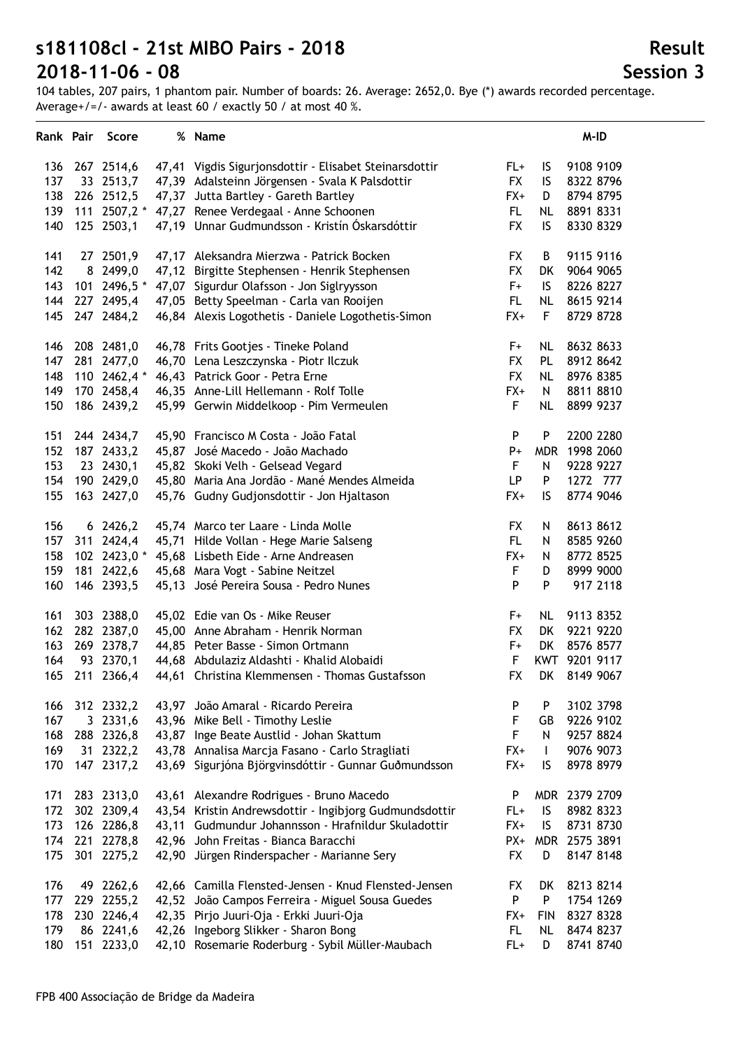# s181108cl - 21st MIBO Pairs - 2018 — Result

## 2018-11-06 - 08 — Session 3

104 tables, 207 pairs, 1 phantom pair. Number of boards: 26. Average: 2652,0. Bye (*) awards recorded percentage. Average+/=/- awards at least 60 / exactly 50 / at most 40 %.

| Rank | Pair | Score | % | Name | | | M-ID |
|---|---|---|---|---|---|---|---|
| 136 | 267 | 2514,6 | 47,41 | Vigdis Sigurjonsdottir - Elisabet Steinarsdottir | FL+ | IS | 9108 9109 |
| 137 | 33 | 2513,7 | 47,39 | Adalsteinn Jörgensen - Svala K Palsdottir | FX | IS | 8322 8796 |
| 138 | 226 | 2512,5 | 47,37 | Jutta Bartley - Gareth Bartley | FX+ | D | 8794 8795 |
| 139 | 111 | 2507,2 * | 47,27 | Renee Verdegaal - Anne Schoonen | FL | NL | 8891 8331 |
| 140 | 125 | 2503,1 | 47,19 | Unnar Gudmundsson - Kristín Óskarsdóttir | FX | IS | 8330 8329 |
| 141 | 27 | 2501,9 | 47,17 | Aleksandra Mierzwa - Patrick Bocken | FX | B | 9115 9116 |
| 142 | 8 | 2499,0 | 47,12 | Birgitte Stephensen - Henrik Stephensen | FX | DK | 9064 9065 |
| 143 | 101 | 2496,5 * | 47,07 | Sigurdur Olafsson - Jon Siglryysson | F+ | IS | 8226 8227 |
| 144 | 227 | 2495,4 | 47,05 | Betty Speelman - Carla van Rooijen | FL | NL | 8615 9214 |
| 145 | 247 | 2484,2 | 46,84 | Alexis Logothetis - Daniele Logothetis-Simon | FX+ | F | 8729 8728 |
| 146 | 208 | 2481,0 | 46,78 | Frits Gootjes - Tineke Poland | F+ | NL | 8632 8633 |
| 147 | 281 | 2477,0 | 46,70 | Lena Leszczynska - Piotr Ilczuk | FX | PL | 8912 8642 |
| 148 | 110 | 2462,4 * | 46,43 | Patrick Goor - Petra Erne | FX | NL | 8976 8385 |
| 149 | 170 | 2458,4 | 46,35 | Anne-Lill Hellemann - Rolf Tolle | FX+ | N | 8811 8810 |
| 150 | 186 | 2439,2 | 45,99 | Gerwin Middelkoop - Pim Vermeulen | F | NL | 8899 9237 |
| 151 | 244 | 2434,7 | 45,90 | Francisco M Costa - João Fatal | P | P | 2200 2280 |
| 152 | 187 | 2433,2 | 45,87 | José Macedo - João Machado | P+ | MDR | 1998 2060 |
| 153 | 23 | 2430,1 | 45,82 | Skoki Velh - Gelsead Vegard | F | N | 9228 9227 |
| 154 | 190 | 2429,0 | 45,80 | Maria Ana Jordão - Mané Mendes Almeida | LP | P | 1272 777 |
| 155 | 163 | 2427,0 | 45,76 | Gudny Gudjonsdottir - Jon Hjaltason | FX+ | IS | 8774 9046 |
| 156 | 6 | 2426,2 | 45,74 | Marco ter Laare - Linda Molle | FX | N | 8613 8612 |
| 157 | 311 | 2424,4 | 45,71 | Hilde Vollan - Hege Marie Salseng | FL | N | 8585 9260 |
| 158 | 102 | 2423,0 * | 45,68 | Lisbeth Eide - Arne Andreasen | FX+ | N | 8772 8525 |
| 159 | 181 | 2422,6 | 45,68 | Mara Vogt - Sabine Neitzel | F | D | 8999 9000 |
| 160 | 146 | 2393,5 | 45,13 | José Pereira Sousa - Pedro Nunes | P | P | 917 2118 |
| 161 | 303 | 2388,0 | 45,02 | Edie van Os - Mike Reuser | F+ | NL | 9113 8352 |
| 162 | 282 | 2387,0 | 45,00 | Anne Abraham - Henrik Norman | FX | DK | 9221 9220 |
| 163 | 269 | 2378,7 | 44,85 | Peter Basse - Simon Ortmann | F+ | DK | 8576 8577 |
| 164 | 93 | 2370,1 | 44,68 | Abdulaziz Aldashti - Khalid Alobaidi | F | KWT | 9201 9117 |
| 165 | 211 | 2366,4 | 44,61 | Christina Klemmensen - Thomas Gustafsson | FX | DK | 8149 9067 |
| 166 | 312 | 2332,2 | 43,97 | João Amaral - Ricardo Pereira | P | P | 3102 3798 |
| 167 | 3 | 2331,6 | 43,96 | Mike Bell - Timothy Leslie | F | GB | 9226 9102 |
| 168 | 288 | 2326,8 | 43,87 | Inge Beate Austlid - Johan Skattum | F | N | 9257 8824 |
| 169 | 31 | 2322,2 | 43,78 | Annalisa Marcja Fasano - Carlo Stragliati | FX+ | I | 9076 9073 |
| 170 | 147 | 2317,2 | 43,69 | Sigurjóna Björgvinsdóttir - Gunnar Guðmundsson | FX+ | IS | 8978 8979 |
| 171 | 283 | 2313,0 | 43,61 | Alexandre Rodrigues - Bruno Macedo | P | MDR | 2379 2709 |
| 172 | 302 | 2309,4 | 43,54 | Kristin Andrewsdottir - Ingibjorg Gudmundsdottir | FL+ | IS | 8982 8323 |
| 173 | 126 | 2286,8 | 43,11 | Gudmundur Johannsson - Hrafnildur Skuladottir | FX+ | IS | 8731 8730 |
| 174 | 221 | 2278,8 | 42,96 | John Freitas - Bianca Baracchi | PX+ | MDR | 2575 3891 |
| 175 | 301 | 2275,2 | 42,90 | Jürgen Rinderspacher - Marianne Sery | FX | D | 8147 8148 |
| 176 | 49 | 2262,6 | 42,66 | Camilla Flensted-Jensen - Knud Flensted-Jensen | FX | DK | 8213 8214 |
| 177 | 229 | 2255,2 | 42,52 | João Campos Ferreira - Miguel Sousa Guedes | P | P | 1754 1269 |
| 178 | 230 | 2246,4 | 42,35 | Pirjo Juuri-Oja - Erkki Juuri-Oja | FX+ | FIN | 8327 8328 |
| 179 | 86 | 2241,6 | 42,26 | Ingeborg Slikker - Sharon Bong | FL | NL | 8474 8237 |
| 180 | 151 | 2233,0 | 42,10 | Rosemarie Roderburg - Sybil Müller-Maubach | FL+ | D | 8741 8740 |

FPB 400 Associação de Bridge da Madeira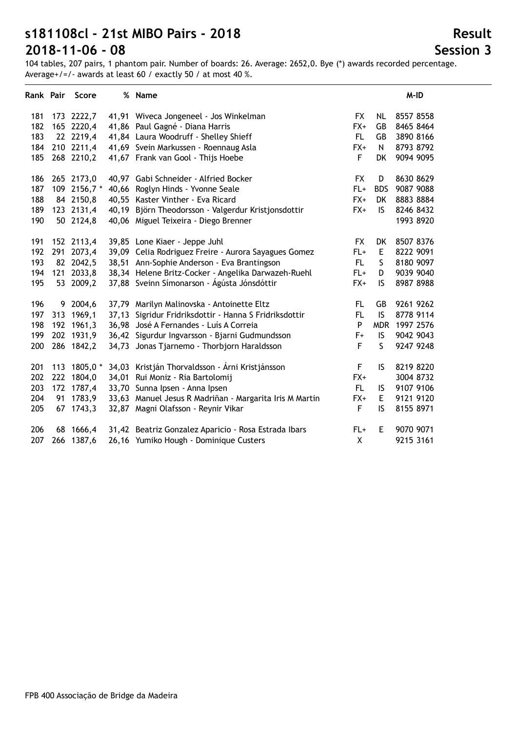# s181108cl - 21st MIBO Pairs - 2018 — Result

## 2018-11-06 - 08 — Session 3

104 tables, 207 pairs, 1 phantom pair. Number of boards: 26. Average: 2652,0. Bye (*) awards recorded percentage.
Average+/=/- awards at least 60 / exactly 50 / at most 40 %.

| Rank | Pair | Score | % | Name | | | M-ID |
|---|---|---|---|---|---|---|---|
| 181 | 173 | 2222,7 | 41,91 | Wiveca Jongeneel - Jos Winkelman | FX | NL | 8557 8558 |
| 182 | 165 | 2220,4 | 41,86 | Paul Gagné - Diana Harris | FX+ | GB | 8465 8464 |
| 183 | 22 | 2219,4 | 41,84 | Laura Woodruff - Shelley Shieff | FL | GB | 3890 8166 |
| 184 | 210 | 2211,4 | 41,69 | Svein Markussen - Roennaug Asla | FX+ | N | 8793 8792 |
| 185 | 268 | 2210,2 | 41,67 | Frank van Gool - Thijs Hoebe | F | DK | 9094 9095 |
| 186 | 265 | 2173,0 | 40,97 | Gabi Schneider - Alfried Bocker | FX | D | 8630 8629 |
| 187 | 109 | 2156,7 * | 40,66 | Roglyn Hinds - Yvonne Seale | FL+ | BDS | 9087 9088 |
| 188 | 84 | 2150,8 | 40,55 | Kaster Vinther - Eva Ricard | FX+ | DK | 8883 8884 |
| 189 | 123 | 2131,4 | 40,19 | Björn Theodorsson - Valgerdur Kristjonsdottir | FX+ | IS | 8246 8432 |
| 190 | 50 | 2124,8 | 40,06 | Miguel Teixeira - Diego Brenner | | | 1993 8920 |
| 191 | 152 | 2113,4 | 39,85 | Lone Kiaer - Jeppe Juhl | FX | DK | 8507 8376 |
| 192 | 291 | 2073,4 | 39,09 | Celia Rodriguez Freire - Aurora Sayagues Gomez | FL+ | E | 8222 9091 |
| 193 | 82 | 2042,5 | 38,51 | Ann-Sophie Anderson - Eva Brantingson | FL | S | 8180 9097 |
| 194 | 121 | 2033,8 | 38,34 | Helene Britz-Cocker - Angelika Darwazeh-Ruehl | FL+ | D | 9039 9040 |
| 195 | 53 | 2009,2 | 37,88 | Sveinn Símonarson - Ágústa Jónsdóttir | FX+ | IS | 8987 8988 |
| 196 | 9 | 2004,6 | 37,79 | Marilyn Malinovska - Antoinette Eltz | FL | GB | 9261 9262 |
| 197 | 313 | 1969,1 | 37,13 | Sigridur Fridriksdottir - Hanna S Fridriksdottir | FL | IS | 8778 9114 |
| 198 | 192 | 1961,3 | 36,98 | José A Fernandes - Luís A Correia | P | MDR | 1997 2576 |
| 199 | 202 | 1931,9 | 36,42 | Sigurdur Ingvarsson - Bjarni Gudmundsson | F+ | IS | 9042 9043 |
| 200 | 286 | 1842,2 | 34,73 | Jonas Tjarnemo - Thorbjorn Haraldsson | F | S | 9247 9248 |
| 201 | 113 | 1805,0 * | 34,03 | Kristján Thorvaldsson - Árni Kristjánsson | F | IS | 8219 8220 |
| 202 | 222 | 1804,0 | 34,01 | Rui Moniz - Ria Bartolomij | FX+ | | 3004 8732 |
| 203 | 172 | 1787,4 | 33,70 | Sunna Ipsen - Anna Ipsen | FL | IS | 9107 9106 |
| 204 | 91 | 1783,9 | 33,63 | Manuel Jesus R Madriñan - Margarita Iris M Martin | FX+ | E | 9121 9120 |
| 205 | 67 | 1743,3 | 32,87 | Magni Olafsson - Reynir Vikar | F | IS | 8155 8971 |
| 206 | 68 | 1666,4 | 31,42 | Beatriz Gonzalez Aparicio - Rosa Estrada Ibars | FL+ | E | 9070 9071 |
| 207 | 266 | 1387,6 | 26,16 | Yumiko Hough - Dominique Custers | X | | 9215 3161 |

FPB 400 Associação de Bridge da Madeira